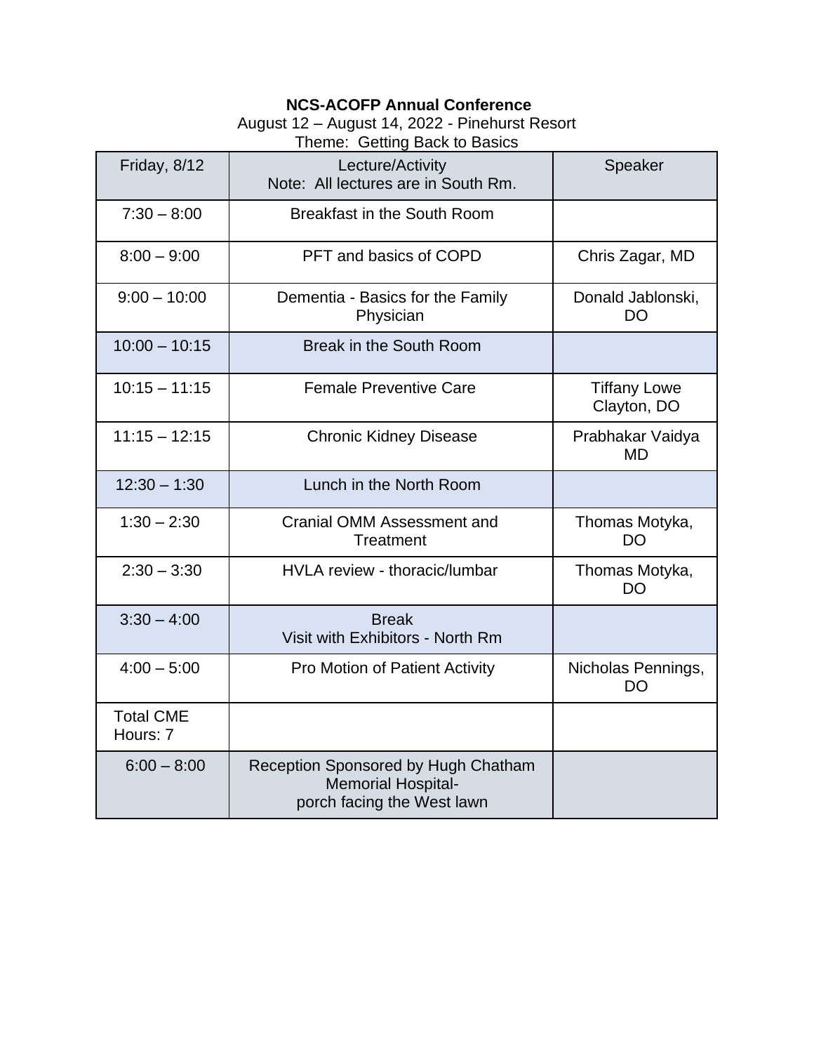**NCS-ACOFP Annual Conference**

August 12 – August 14, 2022 - Pinehurst Resort

Theme: Getting Back to Basics

| Friday, 8/12 | Lecture/Activity<br>Note: All lectures are in South Rm. | Speaker |
|---|---|---|
| 7:30 – 8:00 | Breakfast in the South Room | |
| 8:00 – 9:00 | PFT and basics of COPD | Chris Zagar, MD |
| 9:00 – 10:00 | Dementia - Basics for the Family Physician | Donald Jablonski, DO |
| 10:00 – 10:15 | Break in the South Room | |
| 10:15 – 11:15 | Female Preventive Care | Tiffany Lowe Clayton, DO |
| 11:15 – 12:15 | Chronic Kidney Disease | Prabhakar Vaidya MD |
| 12:30 – 1:30 | Lunch in the North Room | |
| 1:30 – 2:30 | Cranial OMM Assessment and Treatment | Thomas Motyka, DO |
| 2:30 – 3:30 | HVLA review - thoracic/lumbar | Thomas Motyka, DO |
| 3:30 – 4:00 | Break<br>Visit with Exhibitors - North Rm | |
| 4:00 – 5:00 | Pro Motion of Patient Activity | Nicholas Pennings, DO |
| Total CME Hours: 7 | | |
| 6:00 – 8:00 | Reception Sponsored by Hugh Chatham Memorial Hospital-<br>porch facing the West lawn | |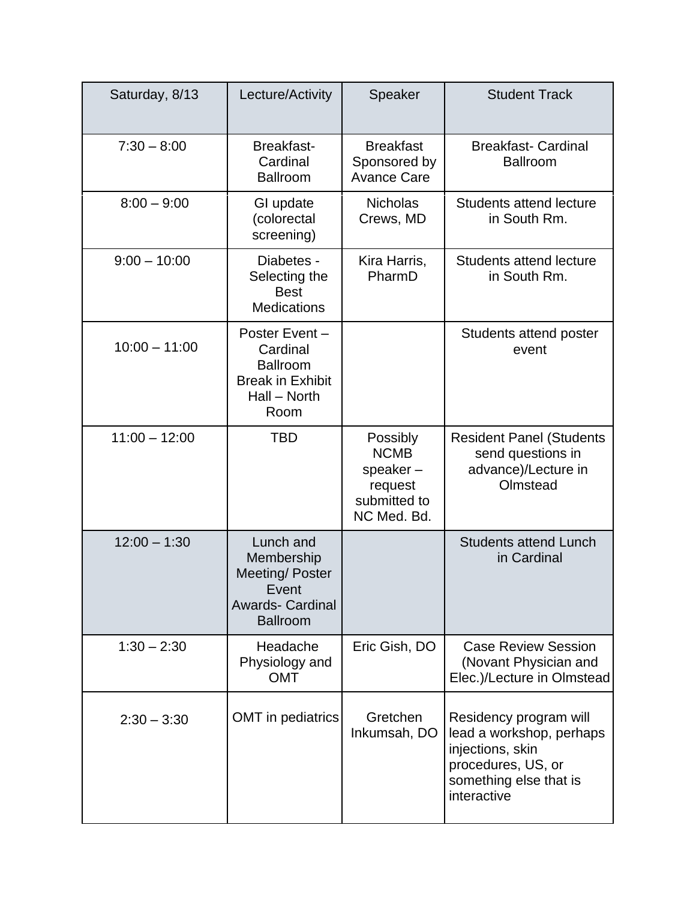| Saturday, 8/13 | Lecture/Activity | Speaker | Student Track |
|---|---|---|---|
| 7:30 – 8:00 | Breakfast- Cardinal Ballroom | Breakfast Sponsored by Avance Care | Breakfast- Cardinal Ballroom |
| 8:00 – 9:00 | GI update (colorectal screening) | Nicholas Crews, MD | Students attend lecture in South Rm. |
| 9:00 – 10:00 | Diabetes - Selecting the Best Medications | Kira Harris, PharmD | Students attend lecture in South Rm. |
| 10:00 – 11:00 | Poster Event – Cardinal Ballroom<br>Break in Exhibit Hall – North Room | | Students attend poster event |
| 11:00 – 12:00 | TBD | Possibly NCMB speaker – request submitted to NC Med. Bd. | Resident Panel (Students send questions in advance)/Lecture in Olmstead |
| 12:00 – 1:30 | Lunch and Membership Meeting/ Poster Event Awards- Cardinal Ballroom | | Students attend Lunch in Cardinal |
| 1:30 – 2:30 | Headache Physiology and OMT | Eric Gish, DO | Case Review Session (Novant Physician and Elec.)/Lecture in Olmstead |
| 2:30 – 3:30 | OMT in pediatrics | Gretchen Inkumsah, DO | Residency program will lead a workshop, perhaps injections, skin procedures, US, or something else that is interactive |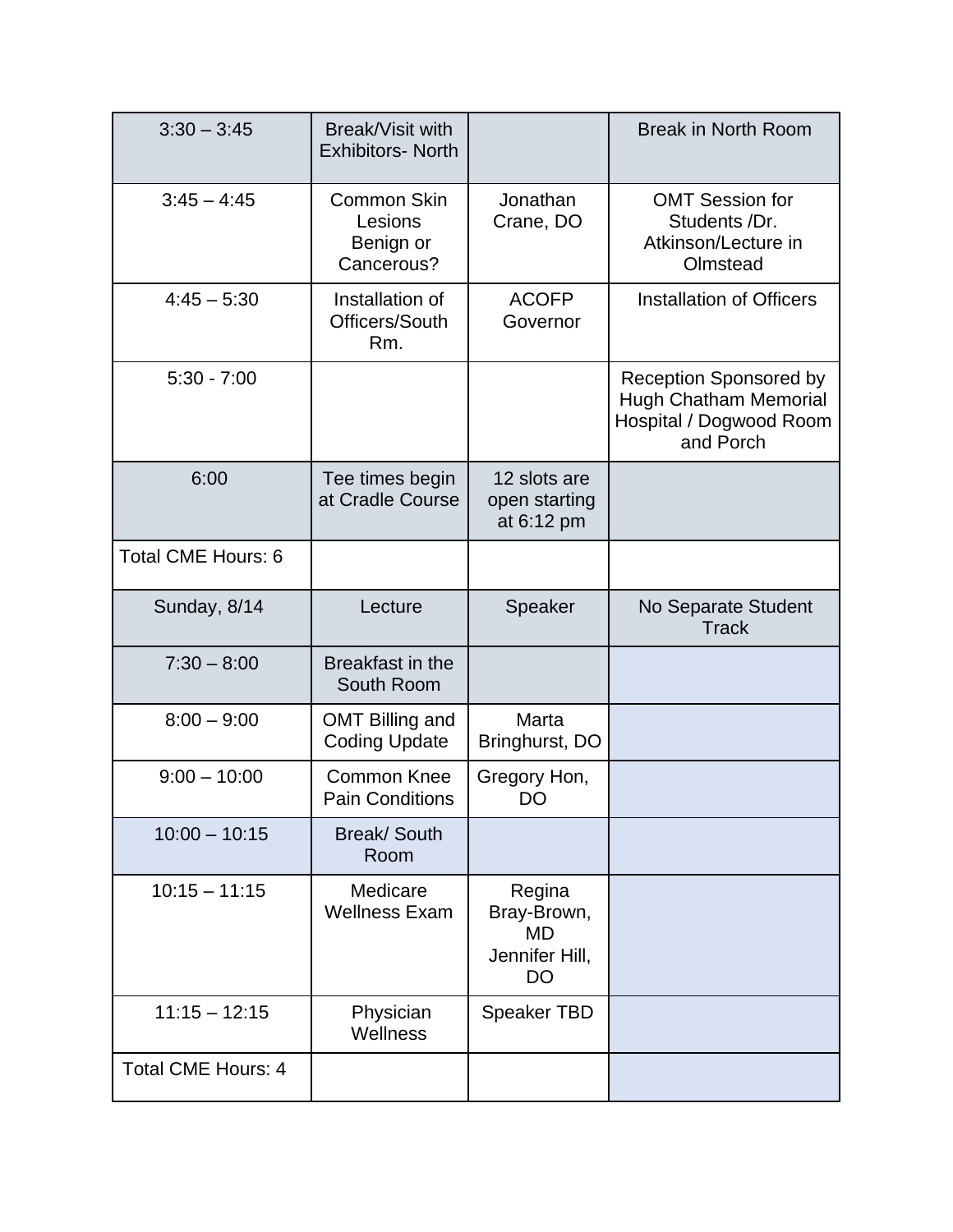| | | | |
|---|---|---|---|
| 3:30 – 3:45 | Break/Visit with Exhibitors- North | | Break in North Room |
| 3:45 – 4:45 | Common Skin Lesions Benign or Cancerous? | Jonathan Crane, DO | OMT Session for Students /Dr. Atkinson/Lecture in Olmstead |
| 4:45 – 5:30 | Installation of Officers/South Rm. | ACOFP Governor | Installation of Officers |
| 5:30 - 7:00 | | | Reception Sponsored by Hugh Chatham Memorial Hospital / Dogwood Room and Porch |
| 6:00 | Tee times begin at Cradle Course | 12 slots are open starting at 6:12 pm | |
| Total CME Hours: 6 | | | |
| Sunday, 8/14 | Lecture | Speaker | No Separate Student Track |
| 7:30 – 8:00 | Breakfast in the South Room | | |
| 8:00 – 9:00 | OMT Billing and Coding Update | Marta Bringhurst, DO | |
| 9:00 – 10:00 | Common Knee Pain Conditions | Gregory Hon, DO | |
| 10:00 – 10:15 | Break/ South Room | | |
| 10:15 – 11:15 | Medicare Wellness Exam | Regina Bray-Brown, MD Jennifer Hill, DO | |
| 11:15 – 12:15 | Physician Wellness | Speaker TBD | |
| Total CME Hours: 4 | | | |